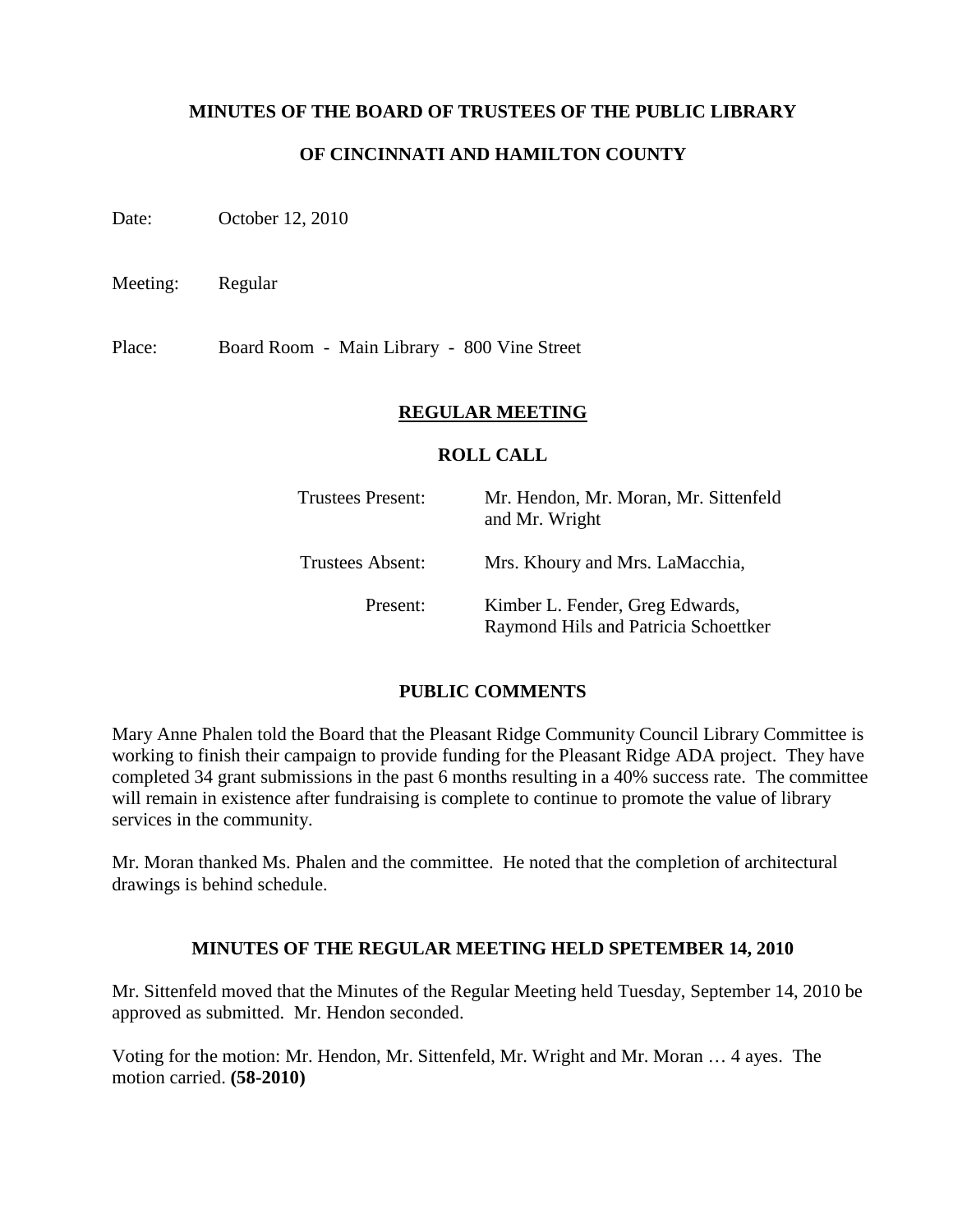**MINUTES OF THE BOARD OF TRUSTEES OF THE PUBLIC LIBRARY**

**OF CINCINNATI AND HAMILTON COUNTY**

Date: October 12, 2010

Meeting: Regular

Place: Board Room - Main Library - 800 Vine Street

## REGULAR MEETING

### ROLL CALL

| | |
|---|---|
| Trustees Present: | Mr. Hendon, Mr. Moran, Mr. Sittenfeld and Mr. Wright |
| Trustees Absent: | Mrs. Khoury and Mrs. LaMacchia, |
| Present: | Kimber L. Fender, Greg Edwards, Raymond Hils and Patricia Schoettker |

### PUBLIC COMMENTS

Mary Anne Phalen told the Board that the Pleasant Ridge Community Council Library Committee is working to finish their campaign to provide funding for the Pleasant Ridge ADA project. They have completed 34 grant submissions in the past 6 months resulting in a 40% success rate. The committee will remain in existence after fundraising is complete to continue to promote the value of library services in the community.

Mr. Moran thanked Ms. Phalen and the committee. He noted that the completion of architectural drawings is behind schedule.

### MINUTES OF THE REGULAR MEETING HELD SPETEMBER 14, 2010

Mr. Sittenfeld moved that the Minutes of the Regular Meeting held Tuesday, September 14, 2010 be approved as submitted. Mr. Hendon seconded.

Voting for the motion: Mr. Hendon, Mr. Sittenfeld, Mr. Wright and Mr. Moran … 4 ayes. The motion carried. **(58-2010)**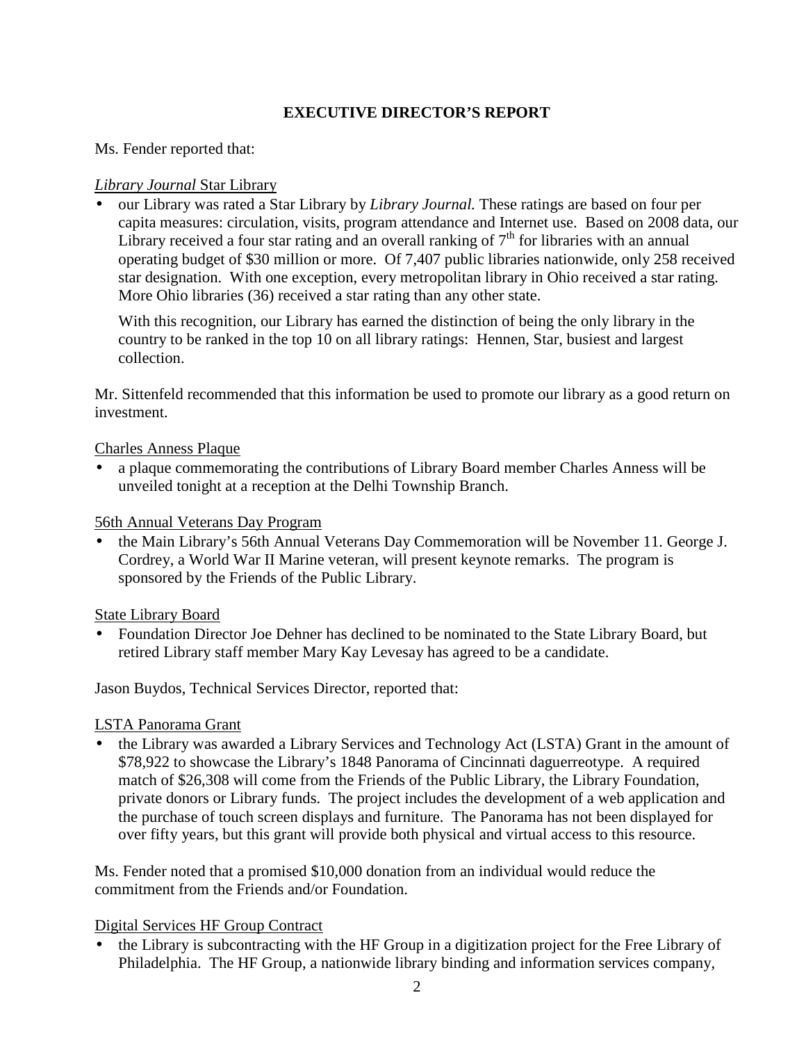## EXECUTIVE DIRECTOR'S REPORT

Ms. Fender reported that:

*Library Journal* Star Library

- our Library was rated a Star Library by *Library Journal.* These ratings are based on four per capita measures: circulation, visits, program attendance and Internet use. Based on 2008 data, our Library received a four star rating and an overall ranking of 7th for libraries with an annual operating budget of $30 million or more. Of 7,407 public libraries nationwide, only 258 received star designation. With one exception, every metropolitan library in Ohio received a star rating. More Ohio libraries (36) received a star rating than any other state.

  With this recognition, our Library has earned the distinction of being the only library in the country to be ranked in the top 10 on all library ratings: Hennen, Star, busiest and largest collection.

Mr. Sittenfeld recommended that this information be used to promote our library as a good return on investment.

Charles Anness Plaque

- a plaque commemorating the contributions of Library Board member Charles Anness will be unveiled tonight at a reception at the Delhi Township Branch.

56th Annual Veterans Day Program

- the Main Library's 56th Annual Veterans Day Commemoration will be November 11. George J. Cordrey, a World War II Marine veteran, will present keynote remarks. The program is sponsored by the Friends of the Public Library.

State Library Board

- Foundation Director Joe Dehner has declined to be nominated to the State Library Board, but retired Library staff member Mary Kay Levesay has agreed to be a candidate.

Jason Buydos, Technical Services Director, reported that:

LSTA Panorama Grant

- the Library was awarded a Library Services and Technology Act (LSTA) Grant in the amount of $78,922 to showcase the Library's 1848 Panorama of Cincinnati daguerreotype. A required match of $26,308 will come from the Friends of the Public Library, the Library Foundation, private donors or Library funds. The project includes the development of a web application and the purchase of touch screen displays and furniture. The Panorama has not been displayed for over fifty years, but this grant will provide both physical and virtual access to this resource.

Ms. Fender noted that a promised $10,000 donation from an individual would reduce the commitment from the Friends and/or Foundation.

Digital Services HF Group Contract

- the Library is subcontracting with the HF Group in a digitization project for the Free Library of Philadelphia. The HF Group, a nationwide library binding and information services company,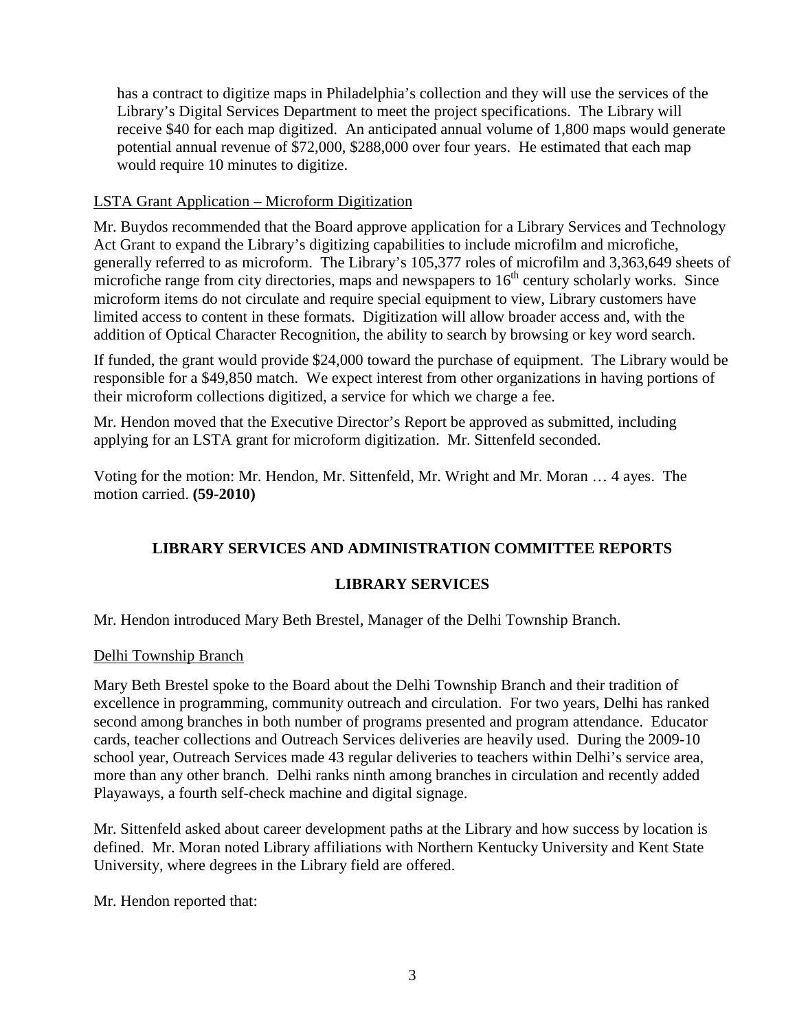has a contract to digitize maps in Philadelphia's collection and they will use the services of the Library's Digital Services Department to meet the project specifications. The Library will receive $40 for each map digitized. An anticipated annual volume of 1,800 maps would generate potential annual revenue of $72,000, $288,000 over four years. He estimated that each map would require 10 minutes to digitize.

LSTA Grant Application – Microform Digitization

Mr. Buydos recommended that the Board approve application for a Library Services and Technology Act Grant to expand the Library's digitizing capabilities to include microfilm and microfiche, generally referred to as microform. The Library's 105,377 roles of microfilm and 3,363,649 sheets of microfiche range from city directories, maps and newspapers to 16th century scholarly works. Since microform items do not circulate and require special equipment to view, Library customers have limited access to content in these formats. Digitization will allow broader access and, with the addition of Optical Character Recognition, the ability to search by browsing or key word search.

If funded, the grant would provide $24,000 toward the purchase of equipment. The Library would be responsible for a $49,850 match. We expect interest from other organizations in having portions of their microform collections digitized, a service for which we charge a fee.

Mr. Hendon moved that the Executive Director's Report be approved as submitted, including applying for an LSTA grant for microform digitization. Mr. Sittenfeld seconded.

Voting for the motion: Mr. Hendon, Mr. Sittenfeld, Mr. Wright and Mr. Moran … 4 ayes. The motion carried. **(59-2010)**

## LIBRARY SERVICES AND ADMINISTRATION COMMITTEE REPORTS

## LIBRARY SERVICES

Mr. Hendon introduced Mary Beth Brestel, Manager of the Delhi Township Branch.

Delhi Township Branch

Mary Beth Brestel spoke to the Board about the Delhi Township Branch and their tradition of excellence in programming, community outreach and circulation. For two years, Delhi has ranked second among branches in both number of programs presented and program attendance. Educator cards, teacher collections and Outreach Services deliveries are heavily used. During the 2009-10 school year, Outreach Services made 43 regular deliveries to teachers within Delhi's service area, more than any other branch. Delhi ranks ninth among branches in circulation and recently added Playaways, a fourth self-check machine and digital signage.

Mr. Sittenfeld asked about career development paths at the Library and how success by location is defined. Mr. Moran noted Library affiliations with Northern Kentucky University and Kent State University, where degrees in the Library field are offered.

Mr. Hendon reported that: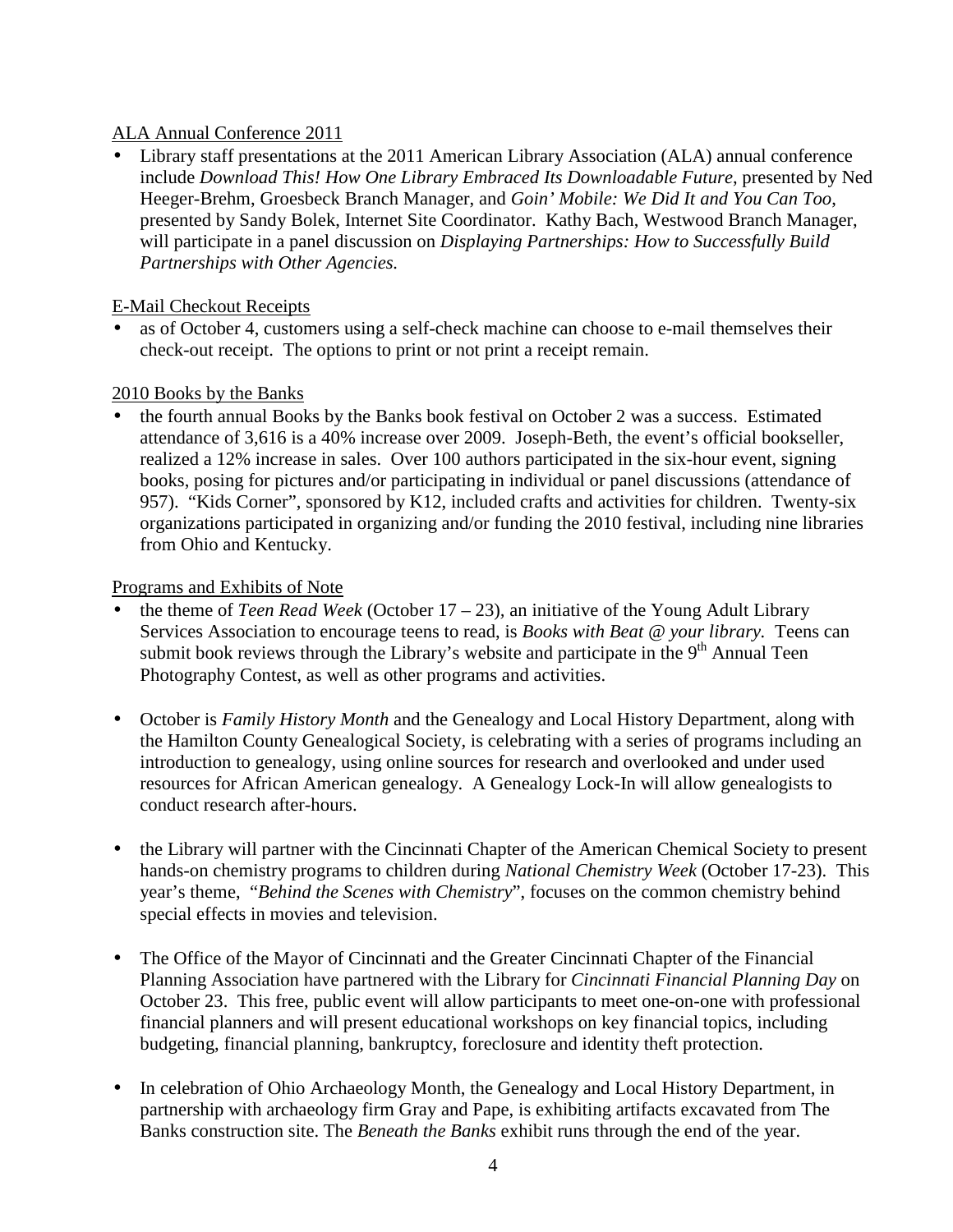ALA Annual Conference 2011

- Library staff presentations at the 2011 American Library Association (ALA) annual conference include *Download This! How One Library Embraced Its Downloadable Future*, presented by Ned Heeger-Brehm, Groesbeck Branch Manager, and *Goin' Mobile: We Did It and You Can Too*, presented by Sandy Bolek, Internet Site Coordinator. Kathy Bach, Westwood Branch Manager, will participate in a panel discussion on *Displaying Partnerships: How to Successfully Build Partnerships with Other Agencies.*

E-Mail Checkout Receipts

- as of October 4, customers using a self-check machine can choose to e-mail themselves their check-out receipt. The options to print or not print a receipt remain.

2010 Books by the Banks

- the fourth annual Books by the Banks book festival on October 2 was a success. Estimated attendance of 3,616 is a 40% increase over 2009. Joseph-Beth, the event's official bookseller, realized a 12% increase in sales. Over 100 authors participated in the six-hour event, signing books, posing for pictures and/or participating in individual or panel discussions (attendance of 957). "Kids Corner", sponsored by K12, included crafts and activities for children. Twenty-six organizations participated in organizing and/or funding the 2010 festival, including nine libraries from Ohio and Kentucky.

Programs and Exhibits of Note

- the theme of *Teen Read Week* (October 17 – 23), an initiative of the Young Adult Library Services Association to encourage teens to read, is *Books with Beat @ your library.* Teens can submit book reviews through the Library's website and participate in the 9th Annual Teen Photography Contest, as well as other programs and activities.

- October is *Family History Month* and the Genealogy and Local History Department, along with the Hamilton County Genealogical Society, is celebrating with a series of programs including an introduction to genealogy, using online sources for research and overlooked and under used resources for African American genealogy. A Genealogy Lock-In will allow genealogists to conduct research after-hours.

- the Library will partner with the Cincinnati Chapter of the American Chemical Society to present hands-on chemistry programs to children during *National Chemistry Week* (October 17-23). This year's theme, "*Behind the Scenes with Chemistry*", focuses on the common chemistry behind special effects in movies and television.

- The Office of the Mayor of Cincinnati and the Greater Cincinnati Chapter of the Financial Planning Association have partnered with the Library for *Cincinnati Financial Planning Day* on October 23. This free, public event will allow participants to meet one-on-one with professional financial planners and will present educational workshops on key financial topics, including budgeting, financial planning, bankruptcy, foreclosure and identity theft protection.

- In celebration of Ohio Archaeology Month, the Genealogy and Local History Department, in partnership with archaeology firm Gray and Pape, is exhibiting artifacts excavated from The Banks construction site. The *Beneath the Banks* exhibit runs through the end of the year.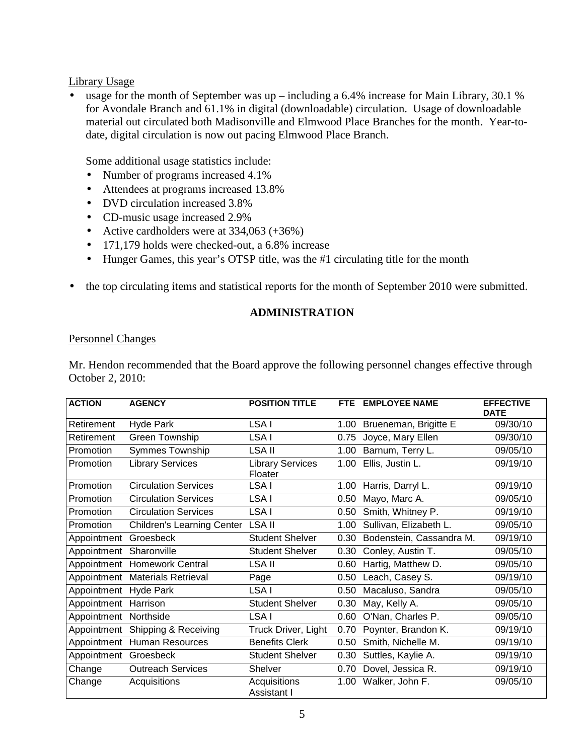Library Usage

- usage for the month of September was up – including a 6.4% increase for Main Library, 30.1 % for Avondale Branch and 61.1% in digital (downloadable) circulation. Usage of downloadable material out circulated both Madisonville and Elmwood Place Branches for the month. Year-to-date, digital circulation is now out pacing Elmwood Place Branch.

  Some additional usage statistics include:
  - Number of programs increased 4.1%
  - Attendees at programs increased 13.8%
  - DVD circulation increased 3.8%
  - CD-music usage increased 2.9%
  - Active cardholders were at 334,063 (+36%)
  - 171,179 holds were checked-out, a 6.8% increase
  - Hunger Games, this year's OTSP title, was the #1 circulating title for the month

- the top circulating items and statistical reports for the month of September 2010 were submitted.

## ADMINISTRATION

Personnel Changes

Mr. Hendon recommended that the Board approve the following personnel changes effective through October 2, 2010:

| ACTION | AGENCY | POSITION TITLE | FTE | EMPLOYEE NAME | EFFECTIVE DATE |
|---|---|---|---|---|---|
| Retirement | Hyde Park | LSA I | 1.00 | Brueneman, Brigitte E | 09/30/10 |
| Retirement | Green Township | LSA I | 0.75 | Joyce, Mary Ellen | 09/30/10 |
| Promotion | Symmes Township | LSA II | 1.00 | Barnum, Terry L. | 09/05/10 |
| Promotion | Library Services | Library Services Floater | 1.00 | Ellis, Justin L. | 09/19/10 |
| Promotion | Circulation Services | LSA I | 1.00 | Harris, Darryl L. | 09/19/10 |
| Promotion | Circulation Services | LSA I | 0.50 | Mayo, Marc A. | 09/05/10 |
| Promotion | Circulation Services | LSA I | 0.50 | Smith, Whitney P. | 09/19/10 |
| Promotion | Children's Learning Center | LSA II | 1.00 | Sullivan, Elizabeth L. | 09/05/10 |
| Appointment | Groesbeck | Student Shelver | 0.30 | Bodenstein, Cassandra M. | 09/19/10 |
| Appointment | Sharonville | Student Shelver | 0.30 | Conley, Austin T. | 09/05/10 |
| Appointment | Homework Central | LSA II | 0.60 | Hartig, Matthew D. | 09/05/10 |
| Appointment | Materials Retrieval | Page | 0.50 | Leach, Casey S. | 09/19/10 |
| Appointment | Hyde Park | LSA I | 0.50 | Macaluso, Sandra | 09/05/10 |
| Appointment | Harrison | Student Shelver | 0.30 | May, Kelly A. | 09/05/10 |
| Appointment | Northside | LSA I | 0.60 | O'Nan, Charles P. | 09/05/10 |
| Appointment | Shipping & Receiving | Truck Driver, Light | 0.70 | Poynter, Brandon K. | 09/19/10 |
| Appointment | Human Resources | Benefits Clerk | 0.50 | Smith, Nichelle M. | 09/19/10 |
| Appointment | Groesbeck | Student Shelver | 0.30 | Suttles, Kaylie A. | 09/19/10 |
| Change | Outreach Services | Shelver | 0.70 | Dovel, Jessica R. | 09/19/10 |
| Change | Acquisitions | Acquisitions Assistant I | 1.00 | Walker, John F. | 09/05/10 |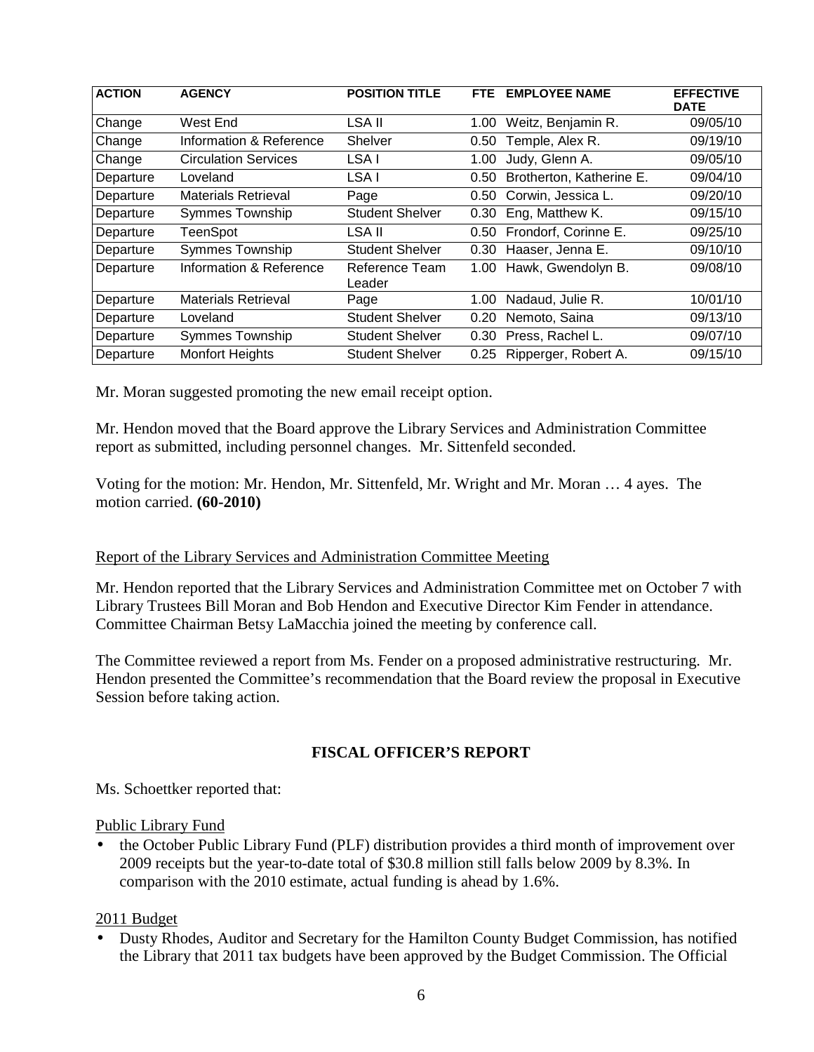| ACTION | AGENCY | POSITION TITLE | FTE | EMPLOYEE NAME | EFFECTIVE DATE |
|---|---|---|---|---|---|
| Change | West End | LSA II | 1.00 | Weitz, Benjamin R. | 09/05/10 |
| Change | Information & Reference | Shelver | 0.50 | Temple, Alex R. | 09/19/10 |
| Change | Circulation Services | LSA I | 1.00 | Judy, Glenn A. | 09/05/10 |
| Departure | Loveland | LSA I | 0.50 | Brotherton, Katherine E. | 09/04/10 |
| Departure | Materials Retrieval | Page | 0.50 | Corwin, Jessica L. | 09/20/10 |
| Departure | Symmes Township | Student Shelver | 0.30 | Eng, Matthew K. | 09/15/10 |
| Departure | TeenSpot | LSA II | 0.50 | Frondorf, Corinne E. | 09/25/10 |
| Departure | Symmes Township | Student Shelver | 0.30 | Haaser, Jenna E. | 09/10/10 |
| Departure | Information & Reference | Reference Team Leader | 1.00 | Hawk, Gwendolyn B. | 09/08/10 |
| Departure | Materials Retrieval | Page | 1.00 | Nadaud, Julie R. | 10/01/10 |
| Departure | Loveland | Student Shelver | 0.20 | Nemoto, Saina | 09/13/10 |
| Departure | Symmes Township | Student Shelver | 0.30 | Press, Rachel L. | 09/07/10 |
| Departure | Monfort Heights | Student Shelver | 0.25 | Ripperger, Robert A. | 09/15/10 |

Mr. Moran suggested promoting the new email receipt option.

Mr. Hendon moved that the Board approve the Library Services and Administration Committee report as submitted, including personnel changes. Mr. Sittenfeld seconded.

Voting for the motion: Mr. Hendon, Mr. Sittenfeld, Mr. Wright and Mr. Moran … 4 ayes. The motion carried. **(60-2010)**

Report of the Library Services and Administration Committee Meeting

Mr. Hendon reported that the Library Services and Administration Committee met on October 7 with Library Trustees Bill Moran and Bob Hendon and Executive Director Kim Fender in attendance. Committee Chairman Betsy LaMacchia joined the meeting by conference call.

The Committee reviewed a report from Ms. Fender on a proposed administrative restructuring. Mr. Hendon presented the Committee's recommendation that the Board review the proposal in Executive Session before taking action.

## FISCAL OFFICER'S REPORT

Ms. Schoettker reported that:

Public Library Fund

- the October Public Library Fund (PLF) distribution provides a third month of improvement over 2009 receipts but the year-to-date total of $30.8 million still falls below 2009 by 8.3%. In comparison with the 2010 estimate, actual funding is ahead by 1.6%.

2011 Budget

- Dusty Rhodes, Auditor and Secretary for the Hamilton County Budget Commission, has notified the Library that 2011 tax budgets have been approved by the Budget Commission. The Official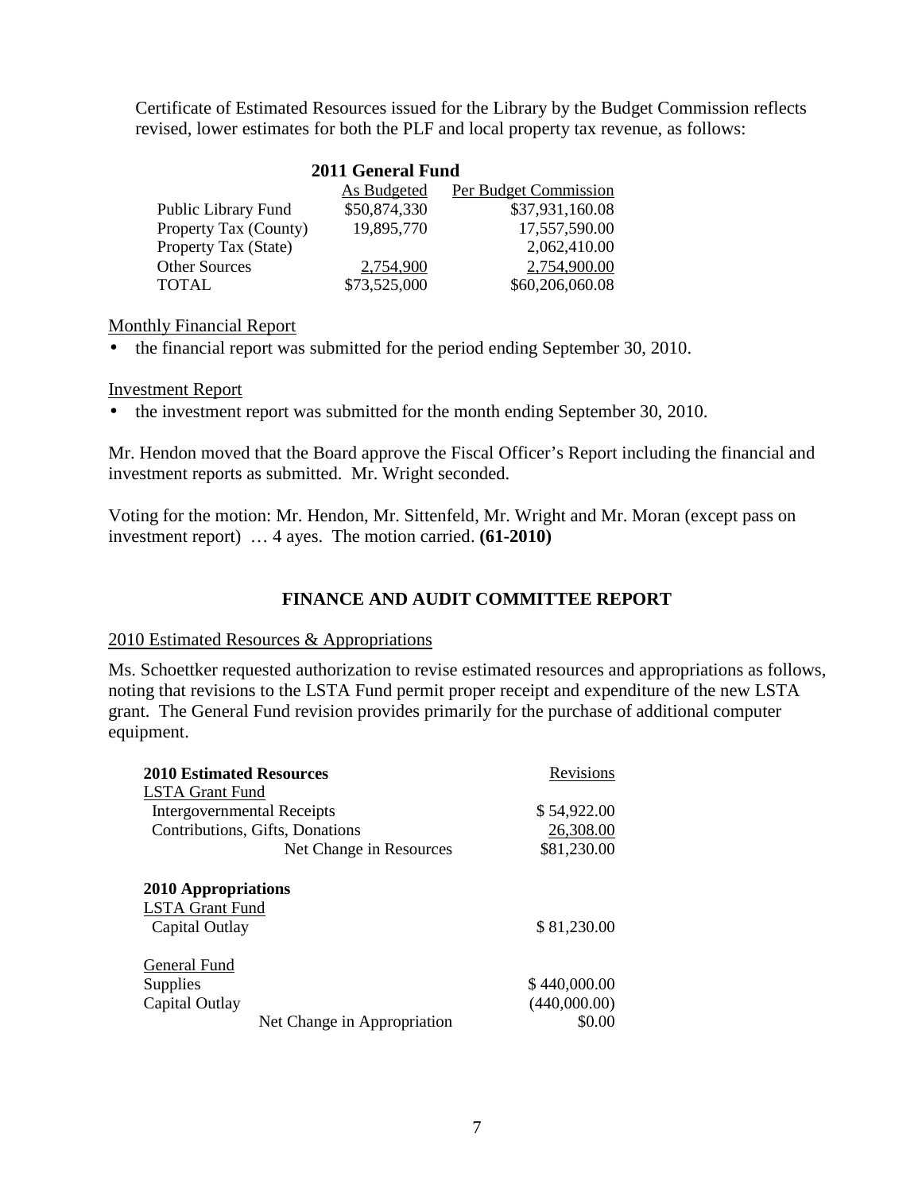Certificate of Estimated Resources issued for the Library by the Budget Commission reflects revised, lower estimates for both the PLF and local property tax revenue, as follows:

**2011 General Fund**

| | As Budgeted | Per Budget Commission |
|---|---|---|
| Public Library Fund | $50,874,330 | $37,931,160.08 |
| Property Tax (County) | 19,895,770 | 17,557,590.00 |
| Property Tax (State) | | 2,062,410.00 |
| Other Sources | 2,754,900 | 2,754,900.00 |
| TOTAL | $73,525,000 | $60,206,060.08 |

Monthly Financial Report

- the financial report was submitted for the period ending September 30, 2010.

Investment Report

- the investment report was submitted for the month ending September 30, 2010.

Mr. Hendon moved that the Board approve the Fiscal Officer's Report including the financial and investment reports as submitted. Mr. Wright seconded.

Voting for the motion: Mr. Hendon, Mr. Sittenfeld, Mr. Wright and Mr. Moran (except pass on investment report) … 4 ayes. The motion carried. **(61-2010)**

## FINANCE AND AUDIT COMMITTEE REPORT

2010 Estimated Resources & Appropriations

Ms. Schoettker requested authorization to revise estimated resources and appropriations as follows, noting that revisions to the LSTA Fund permit proper receipt and expenditure of the new LSTA grant. The General Fund revision provides primarily for the purchase of additional computer equipment.

| **2010 Estimated Resources** | Revisions |
|---|---|
| LSTA Grant Fund | |
| Intergovernmental Receipts | $ 54,922.00 |
| Contributions, Gifts, Donations | 26,308.00 |
| Net Change in Resources | $81,230.00 |
| | |
| **2010 Appropriations** | |
| LSTA Grant Fund | |
| Capital Outlay | $ 81,230.00 |
| | |
| General Fund | |
| Supplies | $ 440,000.00 |
| Capital Outlay | (440,000.00) |
| Net Change in Appropriation | $0.00 |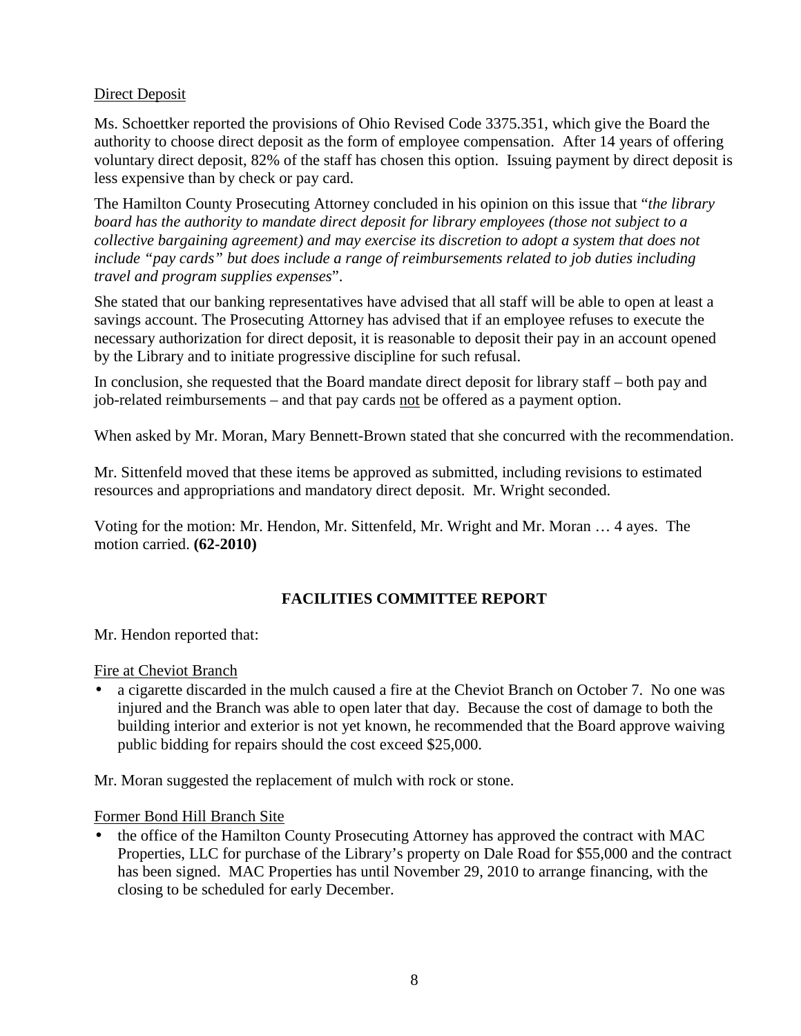Direct Deposit

Ms. Schoettker reported the provisions of Ohio Revised Code 3375.351, which give the Board the authority to choose direct deposit as the form of employee compensation. After 14 years of offering voluntary direct deposit, 82% of the staff has chosen this option. Issuing payment by direct deposit is less expensive than by check or pay card.

The Hamilton County Prosecuting Attorney concluded in his opinion on this issue that "*the library board has the authority to mandate direct deposit for library employees (those not subject to a collective bargaining agreement) and may exercise its discretion to adopt a system that does not include "pay cards" but does include a range of reimbursements related to job duties including travel and program supplies expenses*".

She stated that our banking representatives have advised that all staff will be able to open at least a savings account. The Prosecuting Attorney has advised that if an employee refuses to execute the necessary authorization for direct deposit, it is reasonable to deposit their pay in an account opened by the Library and to initiate progressive discipline for such refusal.

In conclusion, she requested that the Board mandate direct deposit for library staff – both pay and job-related reimbursements – and that pay cards <u>not</u> be offered as a payment option.

When asked by Mr. Moran, Mary Bennett-Brown stated that she concurred with the recommendation.

Mr. Sittenfeld moved that these items be approved as submitted, including revisions to estimated resources and appropriations and mandatory direct deposit. Mr. Wright seconded.

Voting for the motion: Mr. Hendon, Mr. Sittenfeld, Mr. Wright and Mr. Moran … 4 ayes. The motion carried. **(62-2010)**

## FACILITIES COMMITTEE REPORT

Mr. Hendon reported that:

Fire at Cheviot Branch

- a cigarette discarded in the mulch caused a fire at the Cheviot Branch on October 7. No one was injured and the Branch was able to open later that day. Because the cost of damage to both the building interior and exterior is not yet known, he recommended that the Board approve waiving public bidding for repairs should the cost exceed $25,000.

Mr. Moran suggested the replacement of mulch with rock or stone.

Former Bond Hill Branch Site

- the office of the Hamilton County Prosecuting Attorney has approved the contract with MAC Properties, LLC for purchase of the Library's property on Dale Road for $55,000 and the contract has been signed. MAC Properties has until November 29, 2010 to arrange financing, with the closing to be scheduled for early December.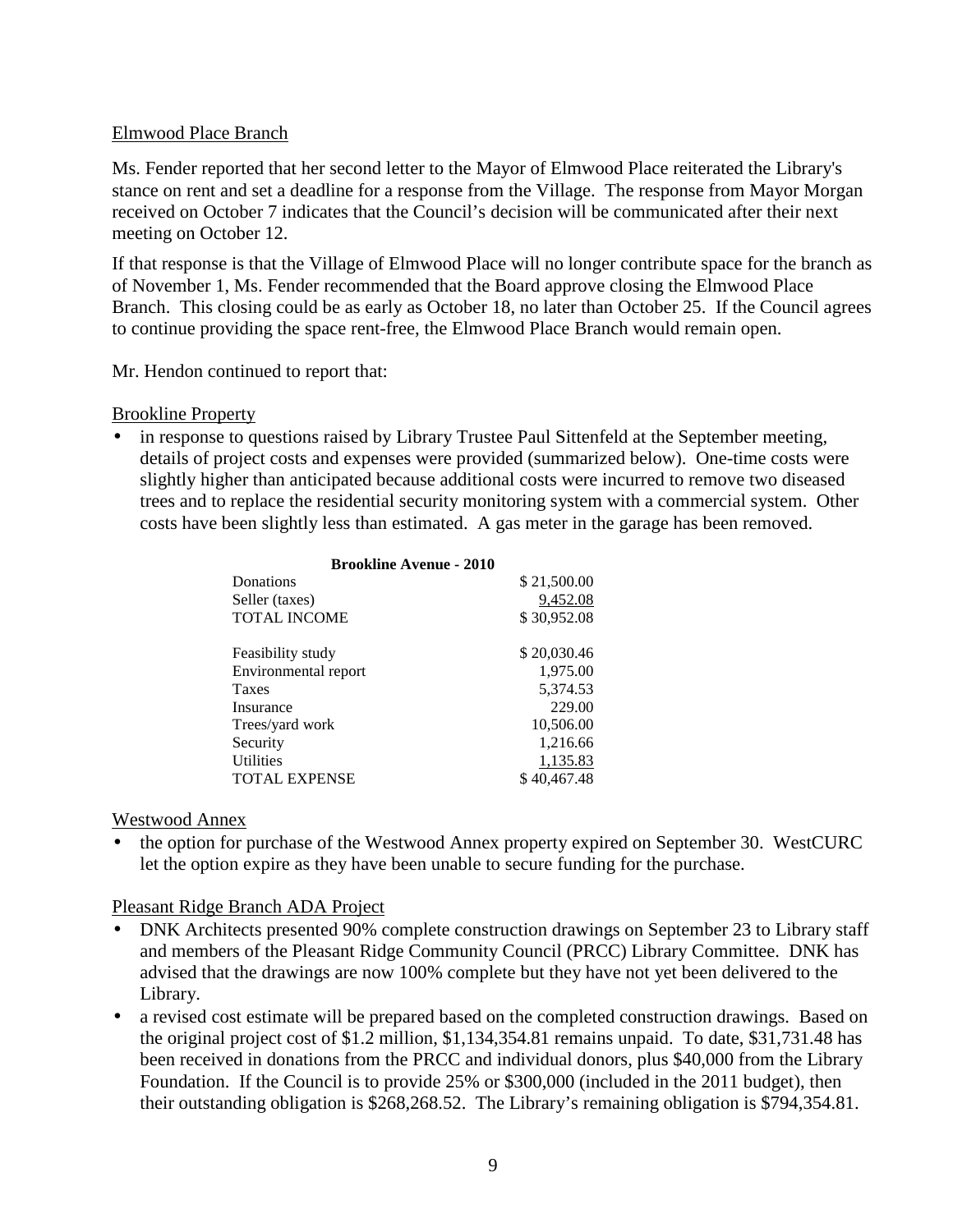Elmwood Place Branch

Ms. Fender reported that her second letter to the Mayor of Elmwood Place reiterated the Library's stance on rent and set a deadline for a response from the Village. The response from Mayor Morgan received on October 7 indicates that the Council's decision will be communicated after their next meeting on October 12.

If that response is that the Village of Elmwood Place will no longer contribute space for the branch as of November 1, Ms. Fender recommended that the Board approve closing the Elmwood Place Branch. This closing could be as early as October 18, no later than October 25. If the Council agrees to continue providing the space rent-free, the Elmwood Place Branch would remain open.

Mr. Hendon continued to report that:

Brookline Property

- in response to questions raised by Library Trustee Paul Sittenfeld at the September meeting, details of project costs and expenses were provided (summarized below). One-time costs were slightly higher than anticipated because additional costs were incurred to remove two diseased trees and to replace the residential security monitoring system with a commercial system. Other costs have been slightly less than estimated. A gas meter in the garage has been removed.

| **Brookline Avenue - 2010** | |
|---|---|
| Donations | $ 21,500.00 |
| Seller (taxes) | 9,452.08 |
| TOTAL INCOME | $ 30,952.08 |
| | |
| Feasibility study | $ 20,030.46 |
| Environmental report | 1,975.00 |
| Taxes | 5,374.53 |
| Insurance | 229.00 |
| Trees/yard work | 10,506.00 |
| Security | 1,216.66 |
| Utilities | 1,135.83 |
| TOTAL EXPENSE | $ 40,467.48 |

Westwood Annex

- the option for purchase of the Westwood Annex property expired on September 30. WestCURC let the option expire as they have been unable to secure funding for the purchase.

Pleasant Ridge Branch ADA Project

- DNK Architects presented 90% complete construction drawings on September 23 to Library staff and members of the Pleasant Ridge Community Council (PRCC) Library Committee. DNK has advised that the drawings are now 100% complete but they have not yet been delivered to the Library.
- a revised cost estimate will be prepared based on the completed construction drawings. Based on the original project cost of $1.2 million, $1,134,354.81 remains unpaid. To date, $31,731.48 has been received in donations from the PRCC and individual donors, plus $40,000 from the Library Foundation. If the Council is to provide 25% or $300,000 (included in the 2011 budget), then their outstanding obligation is $268,268.52. The Library's remaining obligation is $794,354.81.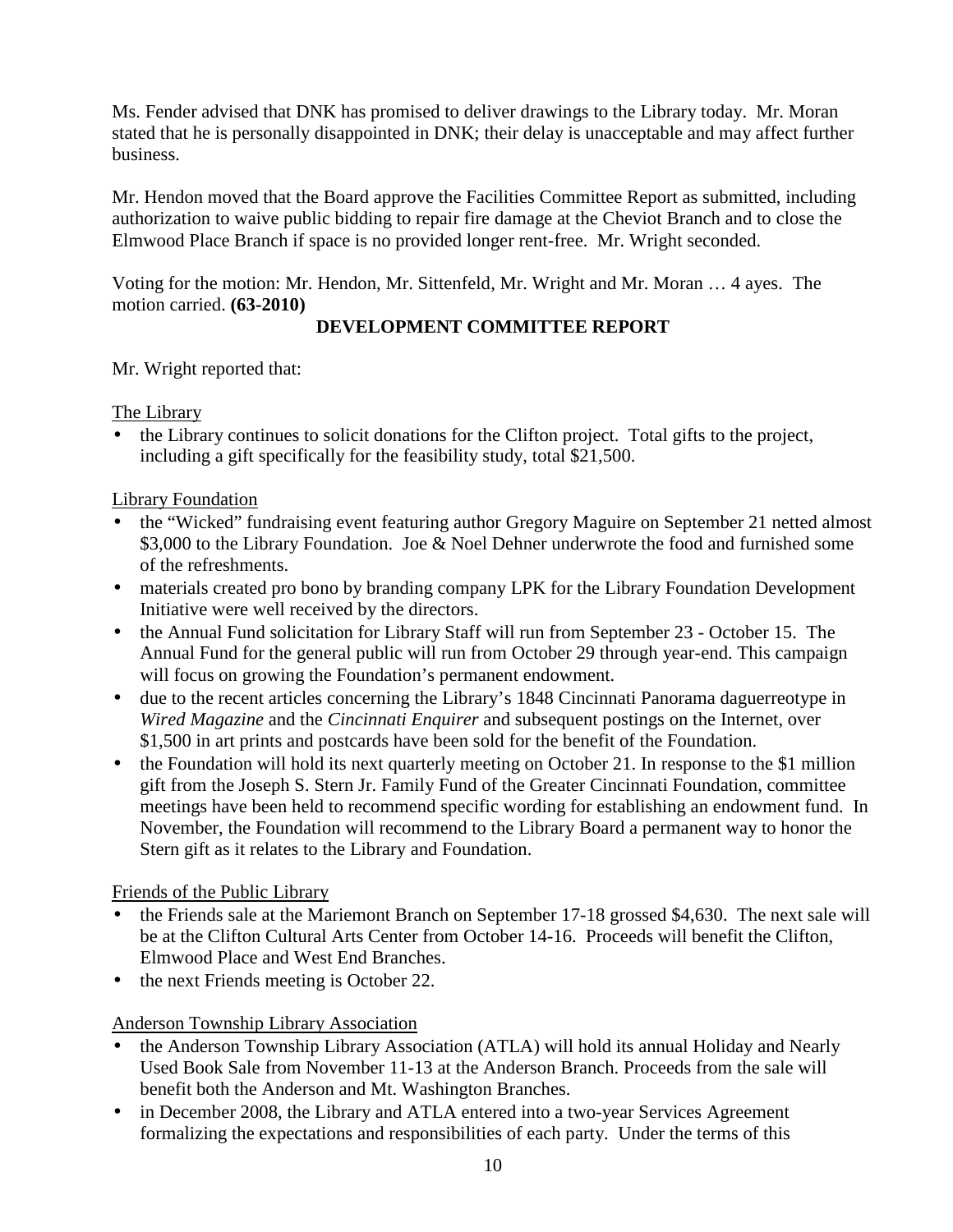Ms. Fender advised that DNK has promised to deliver drawings to the Library today. Mr. Moran stated that he is personally disappointed in DNK; their delay is unacceptable and may affect further business.

Mr. Hendon moved that the Board approve the Facilities Committee Report as submitted, including authorization to waive public bidding to repair fire damage at the Cheviot Branch and to close the Elmwood Place Branch if space is no provided longer rent-free. Mr. Wright seconded.

Voting for the motion: Mr. Hendon, Mr. Sittenfeld, Mr. Wright and Mr. Moran … 4 ayes. The motion carried. **(63-2010)**

## DEVELOPMENT COMMITTEE REPORT

Mr. Wright reported that:

The Library

- the Library continues to solicit donations for the Clifton project. Total gifts to the project, including a gift specifically for the feasibility study, total $21,500.

Library Foundation

- the "Wicked" fundraising event featuring author Gregory Maguire on September 21 netted almost $3,000 to the Library Foundation. Joe & Noel Dehner underwrote the food and furnished some of the refreshments.
- materials created pro bono by branding company LPK for the Library Foundation Development Initiative were well received by the directors.
- the Annual Fund solicitation for Library Staff will run from September 23 - October 15. The Annual Fund for the general public will run from October 29 through year-end. This campaign will focus on growing the Foundation's permanent endowment.
- due to the recent articles concerning the Library's 1848 Cincinnati Panorama daguerreotype in *Wired Magazine* and the *Cincinnati Enquirer* and subsequent postings on the Internet, over $1,500 in art prints and postcards have been sold for the benefit of the Foundation.
- the Foundation will hold its next quarterly meeting on October 21. In response to the $1 million gift from the Joseph S. Stern Jr. Family Fund of the Greater Cincinnati Foundation, committee meetings have been held to recommend specific wording for establishing an endowment fund. In November, the Foundation will recommend to the Library Board a permanent way to honor the Stern gift as it relates to the Library and Foundation.

Friends of the Public Library

- the Friends sale at the Mariemont Branch on September 17-18 grossed $4,630. The next sale will be at the Clifton Cultural Arts Center from October 14-16. Proceeds will benefit the Clifton, Elmwood Place and West End Branches.
- the next Friends meeting is October 22.

Anderson Township Library Association

- the Anderson Township Library Association (ATLA) will hold its annual Holiday and Nearly Used Book Sale from November 11-13 at the Anderson Branch. Proceeds from the sale will benefit both the Anderson and Mt. Washington Branches.
- in December 2008, the Library and ATLA entered into a two-year Services Agreement formalizing the expectations and responsibilities of each party. Under the terms of this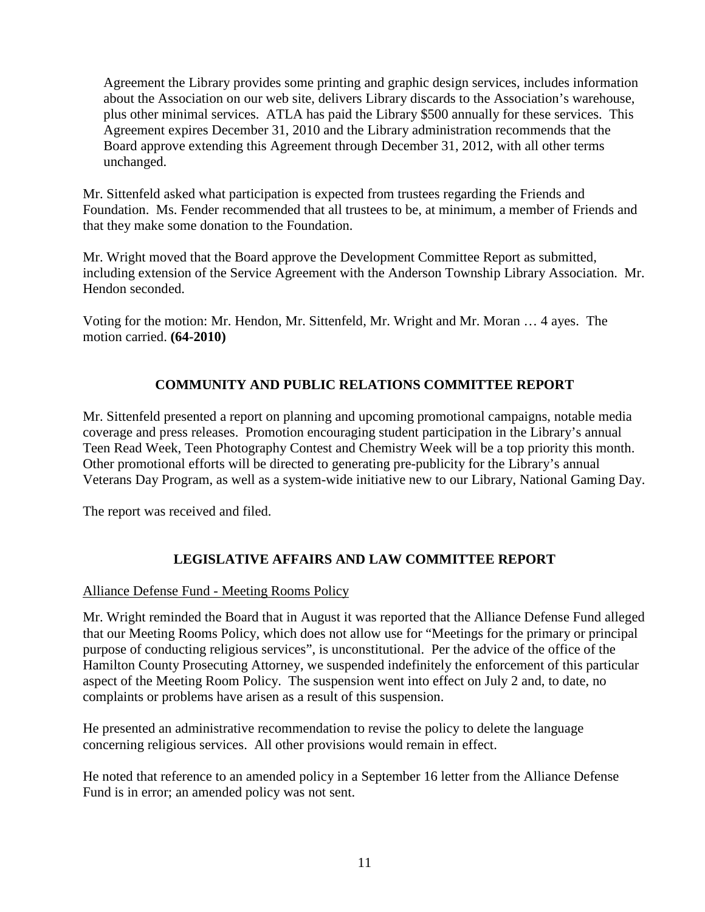Agreement the Library provides some printing and graphic design services, includes information about the Association on our web site, delivers Library discards to the Association's warehouse, plus other minimal services. ATLA has paid the Library $500 annually for these services. This Agreement expires December 31, 2010 and the Library administration recommends that the Board approve extending this Agreement through December 31, 2012, with all other terms unchanged.

Mr. Sittenfeld asked what participation is expected from trustees regarding the Friends and Foundation. Ms. Fender recommended that all trustees to be, at minimum, a member of Friends and that they make some donation to the Foundation.

Mr. Wright moved that the Board approve the Development Committee Report as submitted, including extension of the Service Agreement with the Anderson Township Library Association. Mr. Hendon seconded.

Voting for the motion: Mr. Hendon, Mr. Sittenfeld, Mr. Wright and Mr. Moran … 4 ayes. The motion carried. **(64-2010)**

## COMMUNITY AND PUBLIC RELATIONS COMMITTEE REPORT

Mr. Sittenfeld presented a report on planning and upcoming promotional campaigns, notable media coverage and press releases. Promotion encouraging student participation in the Library's annual Teen Read Week, Teen Photography Contest and Chemistry Week will be a top priority this month. Other promotional efforts will be directed to generating pre-publicity for the Library's annual Veterans Day Program, as well as a system-wide initiative new to our Library, National Gaming Day.

The report was received and filed.

## LEGISLATIVE AFFAIRS AND LAW COMMITTEE REPORT

Alliance Defense Fund - Meeting Rooms Policy

Mr. Wright reminded the Board that in August it was reported that the Alliance Defense Fund alleged that our Meeting Rooms Policy, which does not allow use for "Meetings for the primary or principal purpose of conducting religious services", is unconstitutional. Per the advice of the office of the Hamilton County Prosecuting Attorney, we suspended indefinitely the enforcement of this particular aspect of the Meeting Room Policy. The suspension went into effect on July 2 and, to date, no complaints or problems have arisen as a result of this suspension.

He presented an administrative recommendation to revise the policy to delete the language concerning religious services. All other provisions would remain in effect.

He noted that reference to an amended policy in a September 16 letter from the Alliance Defense Fund is in error; an amended policy was not sent.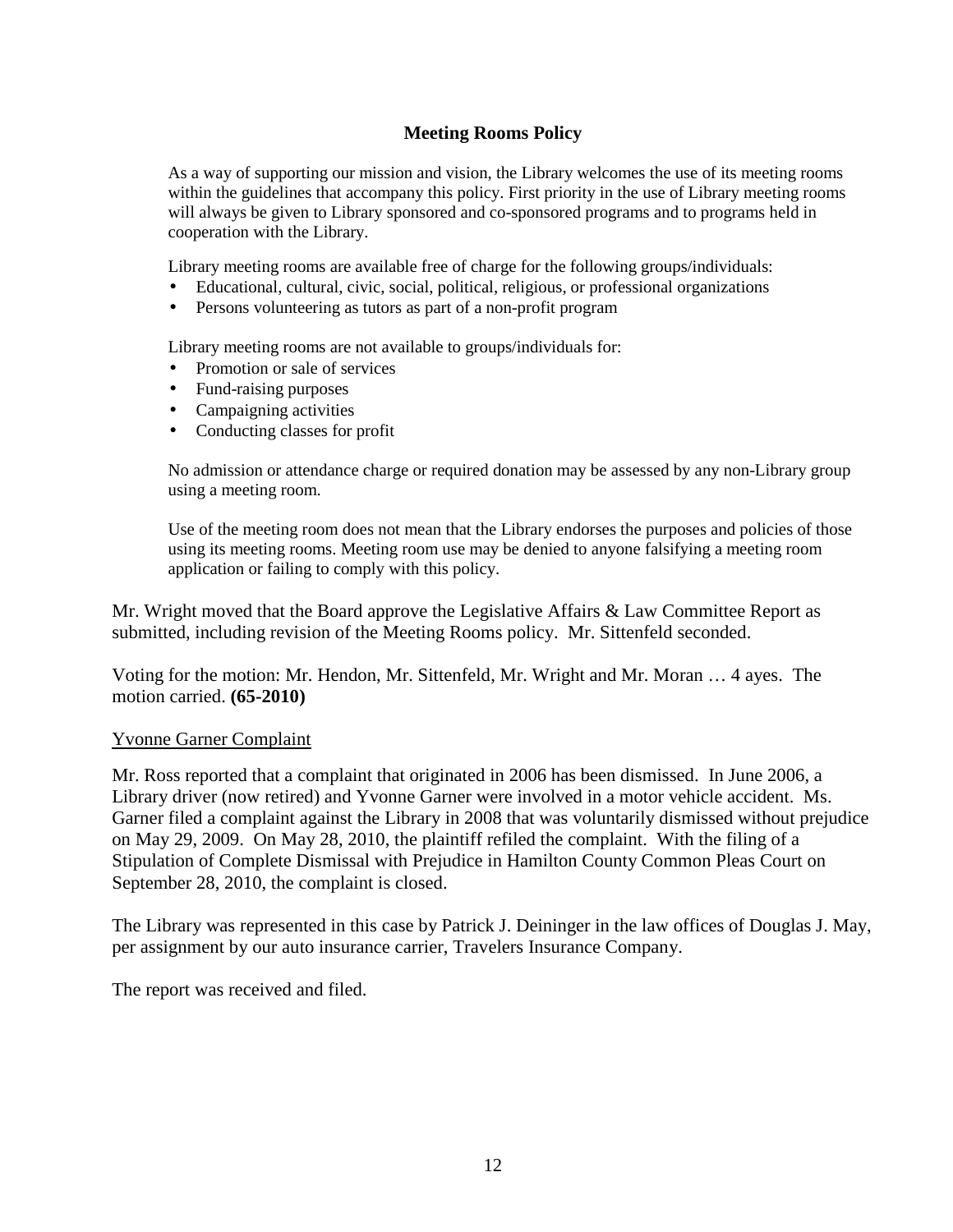### Meeting Rooms Policy

As a way of supporting our mission and vision, the Library welcomes the use of its meeting rooms within the guidelines that accompany this policy. First priority in the use of Library meeting rooms will always be given to Library sponsored and co-sponsored programs and to programs held in cooperation with the Library.

Library meeting rooms are available free of charge for the following groups/individuals:

- Educational, cultural, civic, social, political, religious, or professional organizations
- Persons volunteering as tutors as part of a non-profit program

Library meeting rooms are not available to groups/individuals for:

- Promotion or sale of services
- Fund-raising purposes
- Campaigning activities
- Conducting classes for profit

No admission or attendance charge or required donation may be assessed by any non-Library group using a meeting room.

Use of the meeting room does not mean that the Library endorses the purposes and policies of those using its meeting rooms. Meeting room use may be denied to anyone falsifying a meeting room application or failing to comply with this policy.

Mr. Wright moved that the Board approve the Legislative Affairs & Law Committee Report as submitted, including revision of the Meeting Rooms policy. Mr. Sittenfeld seconded.

Voting for the motion: Mr. Hendon, Mr. Sittenfeld, Mr. Wright and Mr. Moran … 4 ayes. The motion carried. **(65-2010)**

<u>Yvonne Garner Complaint</u>

Mr. Ross reported that a complaint that originated in 2006 has been dismissed. In June 2006, a Library driver (now retired) and Yvonne Garner were involved in a motor vehicle accident. Ms. Garner filed a complaint against the Library in 2008 that was voluntarily dismissed without prejudice on May 29, 2009. On May 28, 2010, the plaintiff refiled the complaint. With the filing of a Stipulation of Complete Dismissal with Prejudice in Hamilton County Common Pleas Court on September 28, 2010, the complaint is closed.

The Library was represented in this case by Patrick J. Deininger in the law offices of Douglas J. May, per assignment by our auto insurance carrier, Travelers Insurance Company.

The report was received and filed.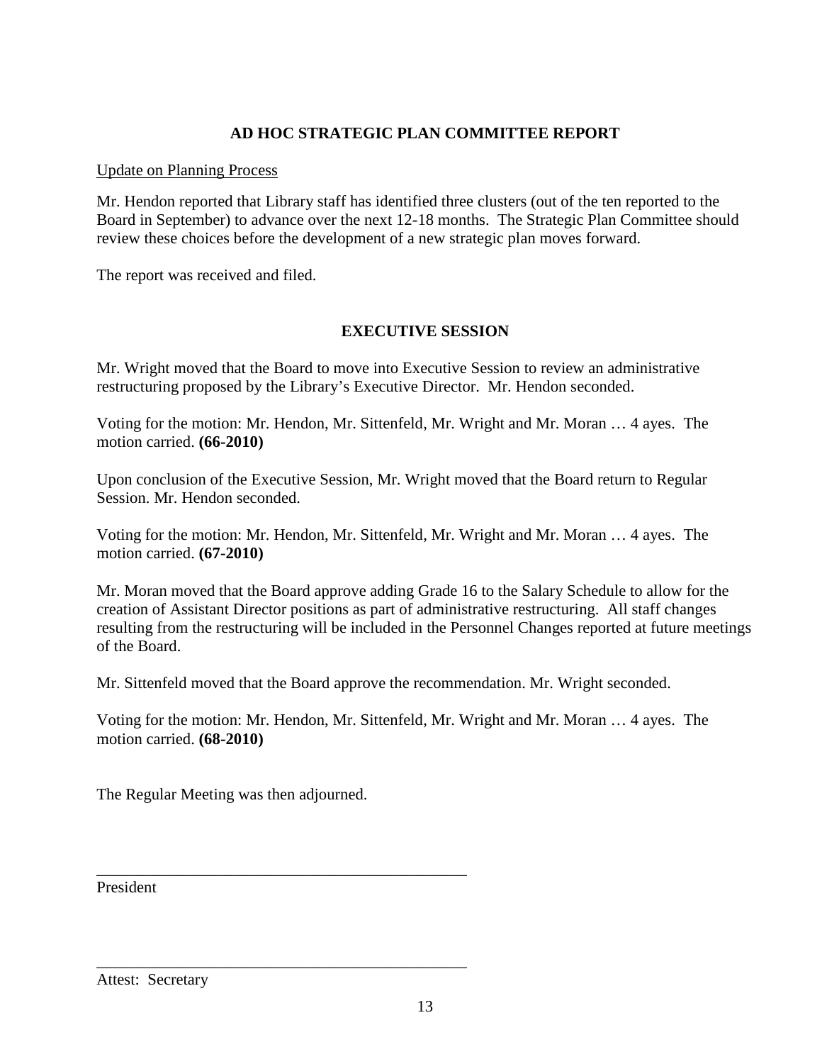## AD HOC STRATEGIC PLAN COMMITTEE REPORT

Update on Planning Process

Mr. Hendon reported that Library staff has identified three clusters (out of the ten reported to the Board in September) to advance over the next 12-18 months. The Strategic Plan Committee should review these choices before the development of a new strategic plan moves forward.

The report was received and filed.

## EXECUTIVE SESSION

Mr. Wright moved that the Board to move into Executive Session to review an administrative restructuring proposed by the Library's Executive Director. Mr. Hendon seconded.

Voting for the motion: Mr. Hendon, Mr. Sittenfeld, Mr. Wright and Mr. Moran … 4 ayes. The motion carried. **(66-2010)**

Upon conclusion of the Executive Session, Mr. Wright moved that the Board return to Regular Session. Mr. Hendon seconded.

Voting for the motion: Mr. Hendon, Mr. Sittenfeld, Mr. Wright and Mr. Moran … 4 ayes. The motion carried. **(67-2010)**

Mr. Moran moved that the Board approve adding Grade 16 to the Salary Schedule to allow for the creation of Assistant Director positions as part of administrative restructuring. All staff changes resulting from the restructuring will be included in the Personnel Changes reported at future meetings of the Board.

Mr. Sittenfeld moved that the Board approve the recommendation. Mr. Wright seconded.

Voting for the motion: Mr. Hendon, Mr. Sittenfeld, Mr. Wright and Mr. Moran … 4 ayes. The motion carried. **(68-2010)**

The Regular Meeting was then adjourned.

_______________________________________________
President

_______________________________________________
Attest: Secretary